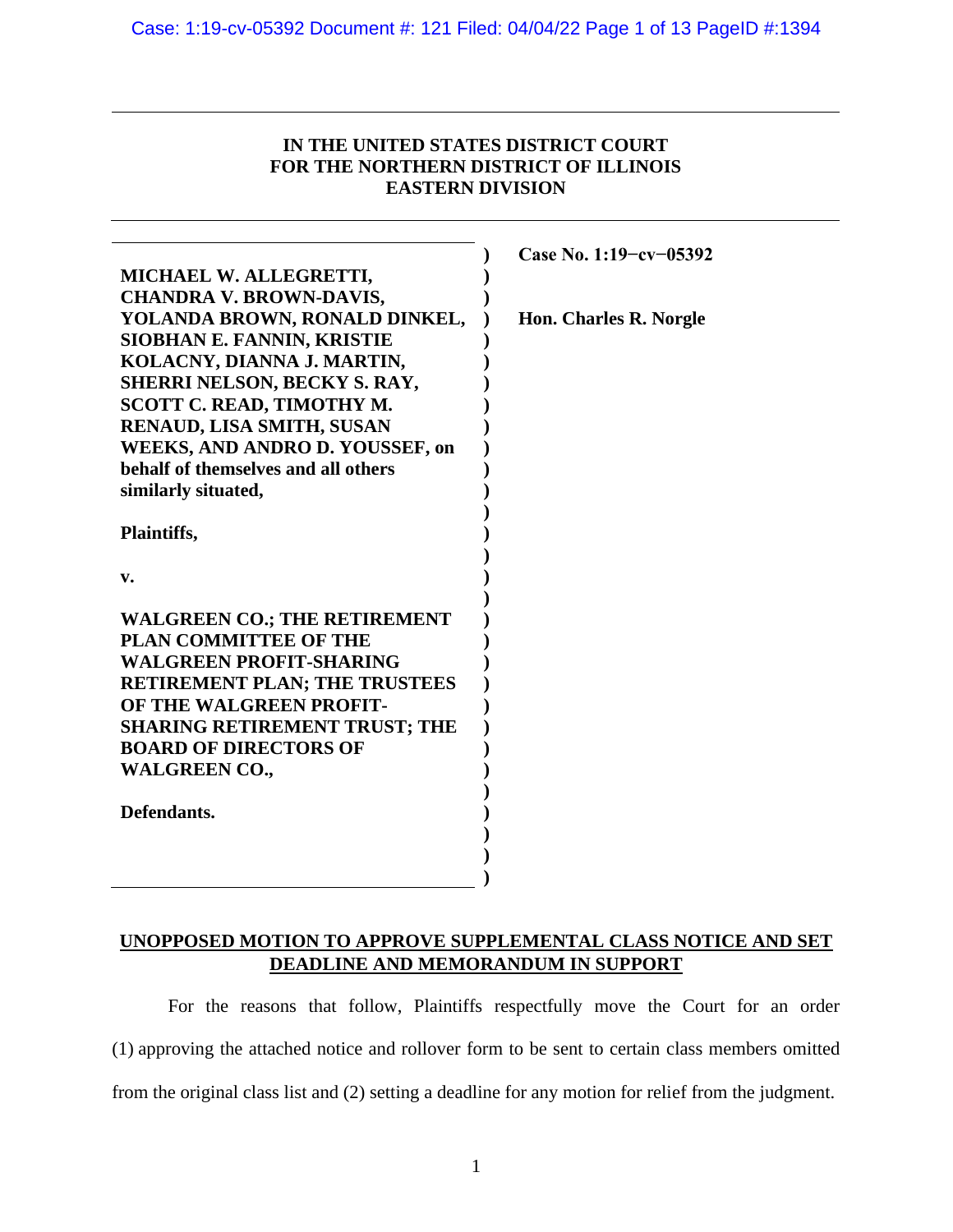# IN THE UNITED STATES DISTRICT COURT FOR THE NORTHERN DISTRICT OF ILLINOIS EASTERN DIVISION

| | |
|---|---|
| **MICHAEL W. ALLEGRETTI, CHANDRA V. BROWN-DAVIS, YOLANDA BROWN, RONALD DINKEL, SIOBHAN E. FANNIN, KRISTIE KOLACNY, DIANNA J. MARTIN, SHERRI NELSON, BECKY S. RAY, SCOTT C. READ, TIMOTHY M. RENAUD, LISA SMITH, SUSAN WEEKS, AND ANDRO D. YOUSSEF, on behalf of themselves and all others similarly situated,** | **Case No. 1:19−cv−05392** |
| **Plaintiffs,** | **Hon. Charles R. Norgle** |
| **v.** | |
| **WALGREEN CO.; THE RETIREMENT PLAN COMMITTEE OF THE WALGREEN PROFIT-SHARING RETIREMENT PLAN; THE TRUSTEES OF THE WALGREEN PROFIT-SHARING RETIREMENT TRUST; THE BOARD OF DIRECTORS OF WALGREEN CO.,** | |
| **Defendants.** | |

## UNOPPOSED MOTION TO APPROVE SUPPLEMENTAL CLASS NOTICE AND SET DEADLINE AND MEMORANDUM IN SUPPORT

For the reasons that follow, Plaintiffs respectfully move the Court for an order (1) approving the attached notice and rollover form to be sent to certain class members omitted from the original class list and (2) setting a deadline for any motion for relief from the judgment.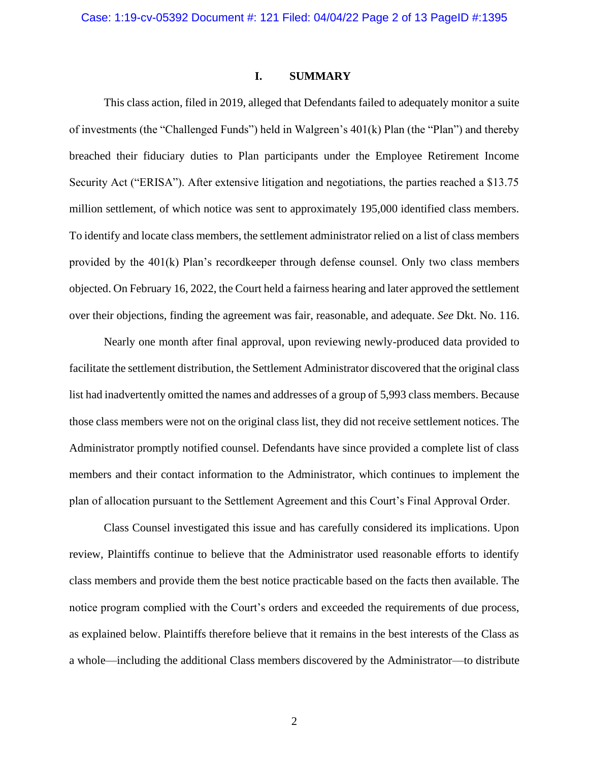# I. SUMMARY

This class action, filed in 2019, alleged that Defendants failed to adequately monitor a suite of investments (the "Challenged Funds") held in Walgreen's 401(k) Plan (the "Plan") and thereby breached their fiduciary duties to Plan participants under the Employee Retirement Income Security Act ("ERISA"). After extensive litigation and negotiations, the parties reached a $13.75 million settlement, of which notice was sent to approximately 195,000 identified class members. To identify and locate class members, the settlement administrator relied on a list of class members provided by the 401(k) Plan's recordkeeper through defense counsel. Only two class members objected. On February 16, 2022, the Court held a fairness hearing and later approved the settlement over their objections, finding the agreement was fair, reasonable, and adequate. *See* Dkt. No. 116.

Nearly one month after final approval, upon reviewing newly-produced data provided to facilitate the settlement distribution, the Settlement Administrator discovered that the original class list had inadvertently omitted the names and addresses of a group of 5,993 class members. Because those class members were not on the original class list, they did not receive settlement notices. The Administrator promptly notified counsel. Defendants have since provided a complete list of class members and their contact information to the Administrator, which continues to implement the plan of allocation pursuant to the Settlement Agreement and this Court's Final Approval Order.

Class Counsel investigated this issue and has carefully considered its implications. Upon review, Plaintiffs continue to believe that the Administrator used reasonable efforts to identify class members and provide them the best notice practicable based on the facts then available. The notice program complied with the Court's orders and exceeded the requirements of due process, as explained below. Plaintiffs therefore believe that it remains in the best interests of the Class as a whole—including the additional Class members discovered by the Administrator—to distribute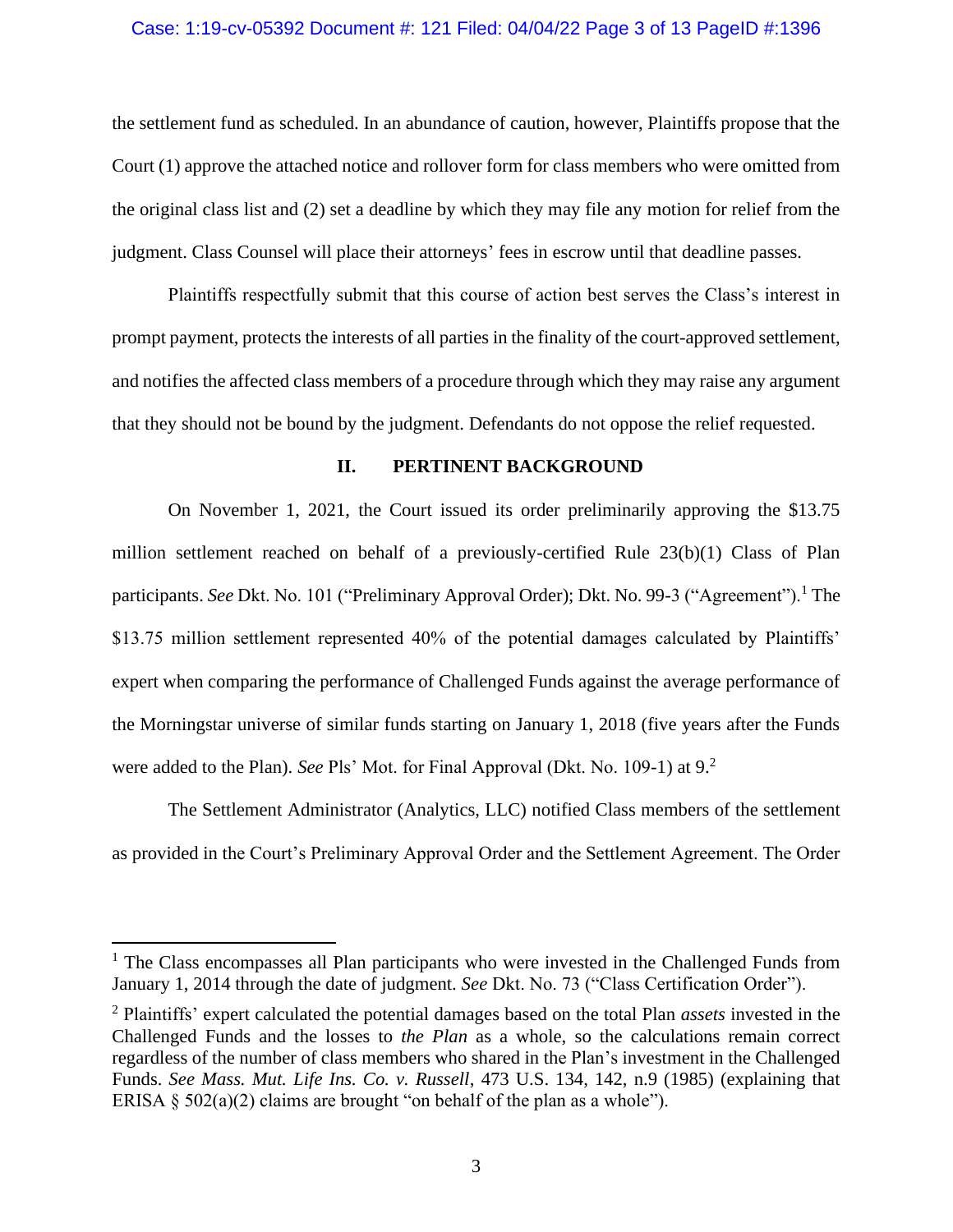the settlement fund as scheduled. In an abundance of caution, however, Plaintiffs propose that the Court (1) approve the attached notice and rollover form for class members who were omitted from the original class list and (2) set a deadline by which they may file any motion for relief from the judgment. Class Counsel will place their attorneys' fees in escrow until that deadline passes.

Plaintiffs respectfully submit that this course of action best serves the Class's interest in prompt payment, protects the interests of all parties in the finality of the court-approved settlement, and notifies the affected class members of a procedure through which they may raise any argument that they should not be bound by the judgment. Defendants do not oppose the relief requested.

## II. PERTINENT BACKGROUND

On November 1, 2021, the Court issued its order preliminarily approving the $13.75 million settlement reached on behalf of a previously-certified Rule 23(b)(1) Class of Plan participants. *See* Dkt. No. 101 ("Preliminary Approval Order); Dkt. No. 99-3 ("Agreement").[1] The $13.75 million settlement represented 40% of the potential damages calculated by Plaintiffs' expert when comparing the performance of Challenged Funds against the average performance of the Morningstar universe of similar funds starting on January 1, 2018 (five years after the Funds were added to the Plan). *See* Pls' Mot. for Final Approval (Dkt. No. 109-1) at 9.[2]

The Settlement Administrator (Analytics, LLC) notified Class members of the settlement as provided in the Court's Preliminary Approval Order and the Settlement Agreement. The Order

---

[1] The Class encompasses all Plan participants who were invested in the Challenged Funds from January 1, 2014 through the date of judgment. *See* Dkt. No. 73 ("Class Certification Order").

[2] Plaintiffs' expert calculated the potential damages based on the total Plan *assets* invested in the Challenged Funds and the losses to *the Plan* as a whole, so the calculations remain correct regardless of the number of class members who shared in the Plan's investment in the Challenged Funds. *See Mass. Mut. Life Ins. Co. v. Russell*, 473 U.S. 134, 142, n.9 (1985) (explaining that ERISA § 502(a)(2) claims are brought "on behalf of the plan as a whole").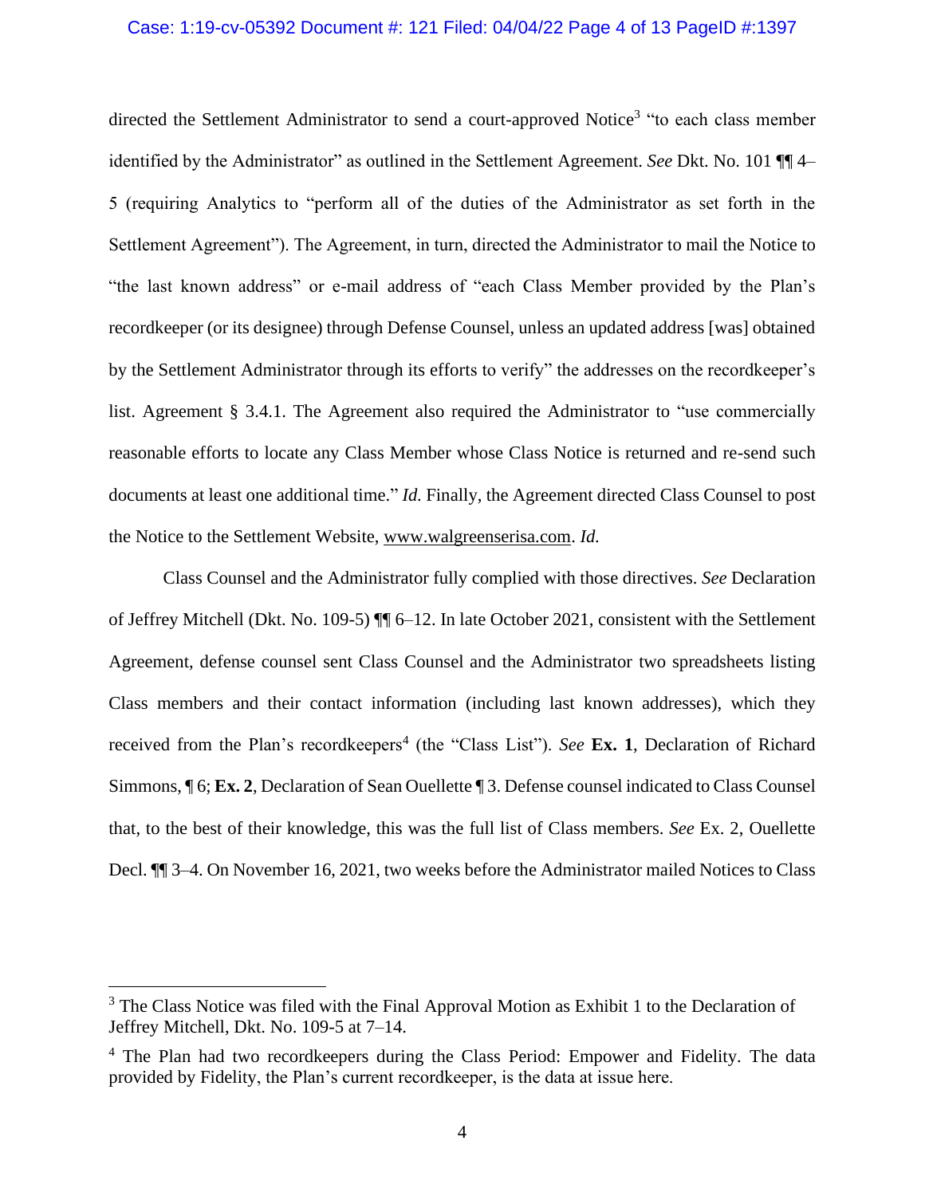directed the Settlement Administrator to send a court-approved Notice[3] "to each class member identified by the Administrator" as outlined in the Settlement Agreement. *See* Dkt. No. 101 ¶¶ 4–5 (requiring Analytics to "perform all of the duties of the Administrator as set forth in the Settlement Agreement"). The Agreement, in turn, directed the Administrator to mail the Notice to "the last known address" or e-mail address of "each Class Member provided by the Plan's recordkeeper (or its designee) through Defense Counsel, unless an updated address [was] obtained by the Settlement Administrator through its efforts to verify" the addresses on the recordkeeper's list. Agreement § 3.4.1. The Agreement also required the Administrator to "use commercially reasonable efforts to locate any Class Member whose Class Notice is returned and re-send such documents at least one additional time." *Id.* Finally, the Agreement directed Class Counsel to post the Notice to the Settlement Website, www.walgreenserisa.com. *Id.*

Class Counsel and the Administrator fully complied with those directives. *See* Declaration of Jeffrey Mitchell (Dkt. No. 109-5) ¶¶ 6–12. In late October 2021, consistent with the Settlement Agreement, defense counsel sent Class Counsel and the Administrator two spreadsheets listing Class members and their contact information (including last known addresses), which they received from the Plan's recordkeepers[4] (the "Class List"). *See* **Ex. 1**, Declaration of Richard Simmons, ¶ 6; **Ex. 2**, Declaration of Sean Ouellette ¶ 3. Defense counsel indicated to Class Counsel that, to the best of their knowledge, this was the full list of Class members. *See* Ex. 2, Ouellette Decl. ¶¶ 3–4. On November 16, 2021, two weeks before the Administrator mailed Notices to Class

---

[3] The Class Notice was filed with the Final Approval Motion as Exhibit 1 to the Declaration of Jeffrey Mitchell, Dkt. No. 109-5 at 7–14.

[4] The Plan had two recordkeepers during the Class Period: Empower and Fidelity. The data provided by Fidelity, the Plan's current recordkeeper, is the data at issue here.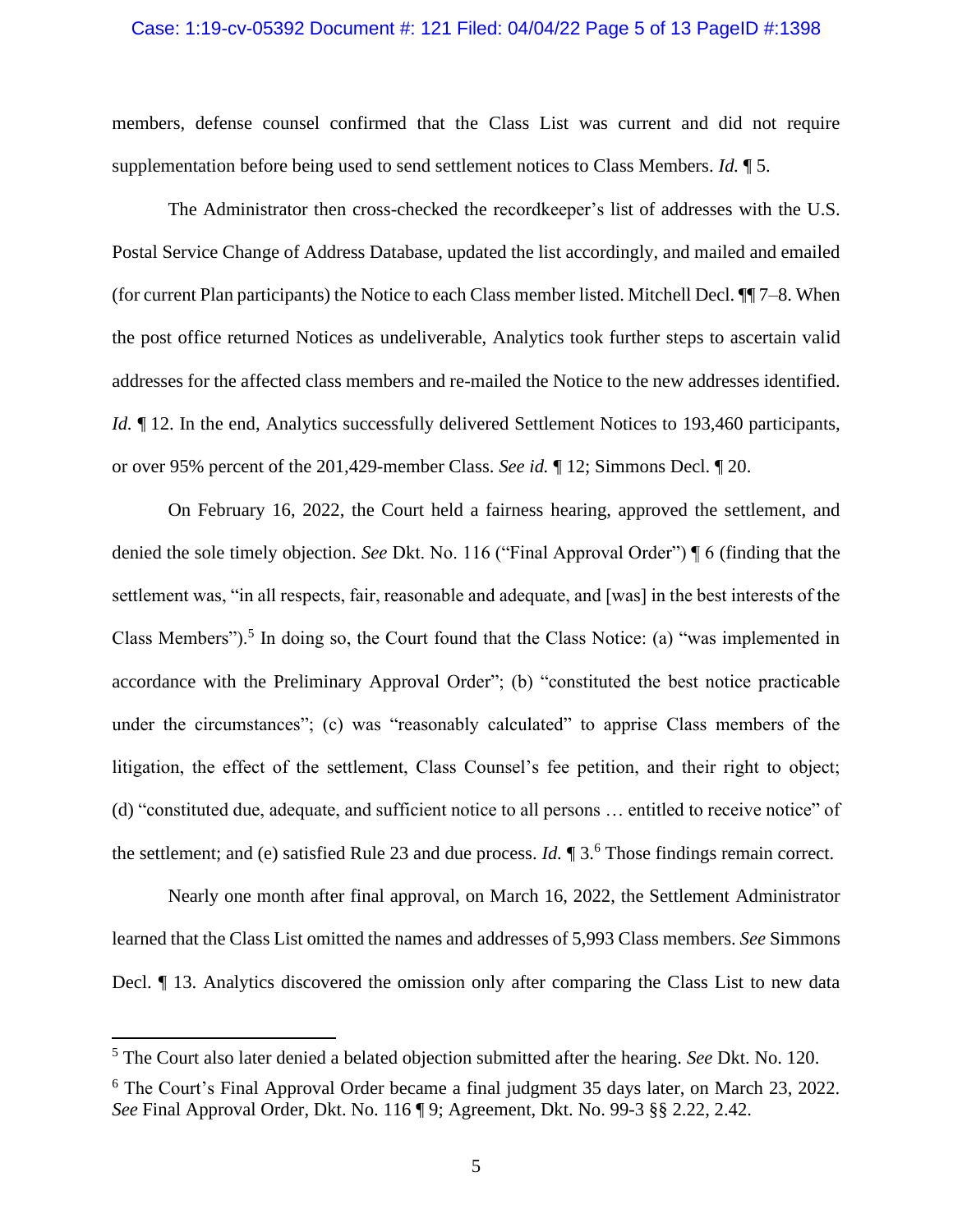members, defense counsel confirmed that the Class List was current and did not require supplementation before being used to send settlement notices to Class Members. *Id.* ¶ 5.

The Administrator then cross-checked the recordkeeper's list of addresses with the U.S. Postal Service Change of Address Database, updated the list accordingly, and mailed and emailed (for current Plan participants) the Notice to each Class member listed. Mitchell Decl. ¶¶ 7–8. When the post office returned Notices as undeliverable, Analytics took further steps to ascertain valid addresses for the affected class members and re-mailed the Notice to the new addresses identified. *Id.* ¶ 12. In the end, Analytics successfully delivered Settlement Notices to 193,460 participants, or over 95% percent of the 201,429-member Class. *See id.* ¶ 12; Simmons Decl. ¶ 20.

On February 16, 2022, the Court held a fairness hearing, approved the settlement, and denied the sole timely objection. *See* Dkt. No. 116 ("Final Approval Order") ¶ 6 (finding that the settlement was, "in all respects, fair, reasonable and adequate, and [was] in the best interests of the Class Members").[5] In doing so, the Court found that the Class Notice: (a) "was implemented in accordance with the Preliminary Approval Order"; (b) "constituted the best notice practicable under the circumstances"; (c) was "reasonably calculated" to apprise Class members of the litigation, the effect of the settlement, Class Counsel's fee petition, and their right to object; (d) "constituted due, adequate, and sufficient notice to all persons … entitled to receive notice" of the settlement; and (e) satisfied Rule 23 and due process. *Id.* ¶ 3.[6] Those findings remain correct.

Nearly one month after final approval, on March 16, 2022, the Settlement Administrator learned that the Class List omitted the names and addresses of 5,993 Class members. *See* Simmons Decl. ¶ 13. Analytics discovered the omission only after comparing the Class List to new data

---

[5] The Court also later denied a belated objection submitted after the hearing. *See* Dkt. No. 120.

[6] The Court's Final Approval Order became a final judgment 35 days later, on March 23, 2022. *See* Final Approval Order, Dkt. No. 116 ¶ 9; Agreement, Dkt. No. 99-3 §§ 2.22, 2.42.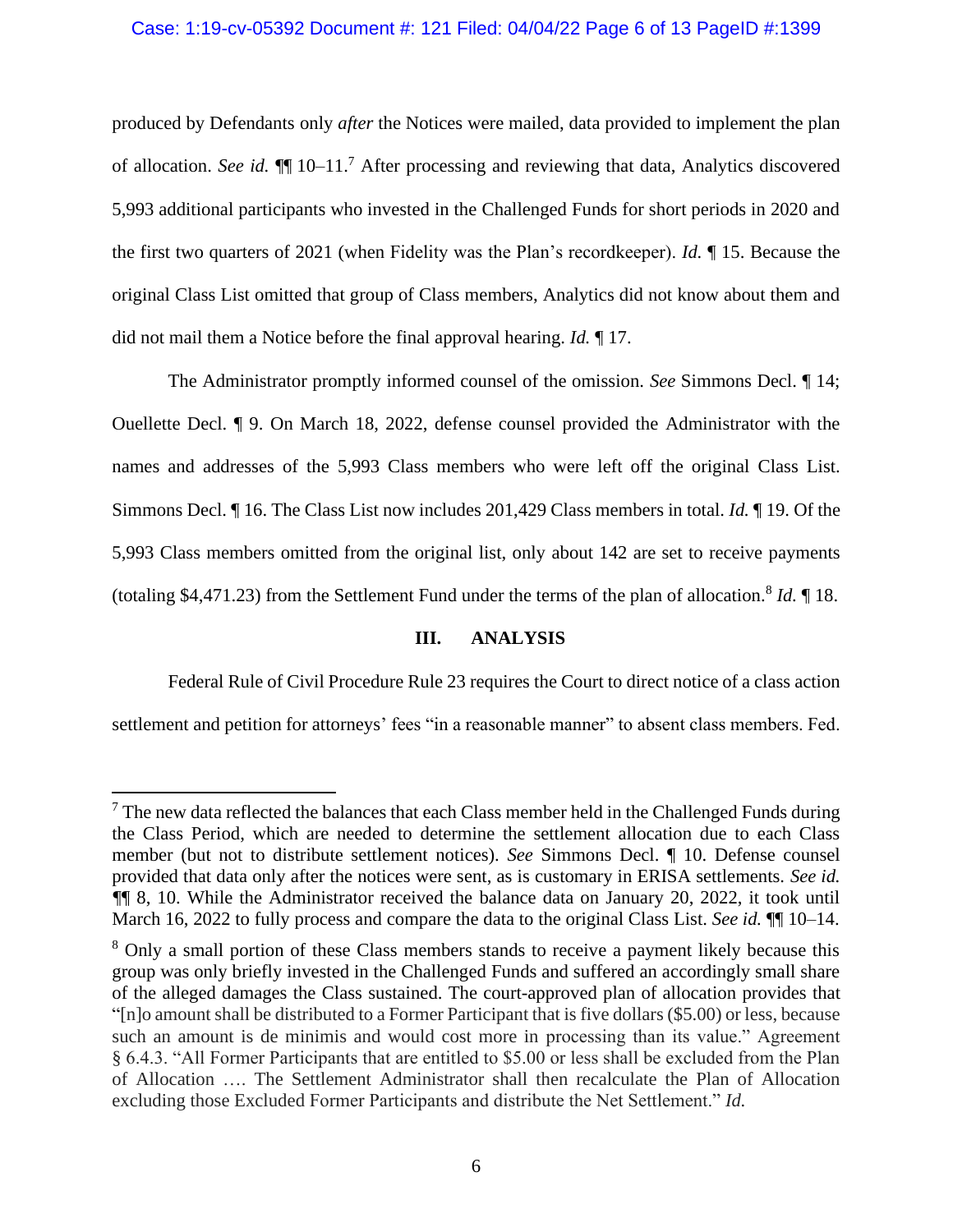produced by Defendants only *after* the Notices were mailed, data provided to implement the plan of allocation. *See id.* ¶¶ 10–11.[7] After processing and reviewing that data, Analytics discovered 5,993 additional participants who invested in the Challenged Funds for short periods in 2020 and the first two quarters of 2021 (when Fidelity was the Plan's recordkeeper). *Id.* ¶ 15. Because the original Class List omitted that group of Class members, Analytics did not know about them and did not mail them a Notice before the final approval hearing. *Id.* ¶ 17.

The Administrator promptly informed counsel of the omission. *See* Simmons Decl. ¶ 14; Ouellette Decl. ¶ 9. On March 18, 2022, defense counsel provided the Administrator with the names and addresses of the 5,993 Class members who were left off the original Class List. Simmons Decl. ¶ 16. The Class List now includes 201,429 Class members in total. *Id.* ¶ 19. Of the 5,993 Class members omitted from the original list, only about 142 are set to receive payments (totaling $4,471.23) from the Settlement Fund under the terms of the plan of allocation.[8] *Id.* ¶ 18.

## III. ANALYSIS

Federal Rule of Civil Procedure Rule 23 requires the Court to direct notice of a class action settlement and petition for attorneys' fees "in a reasonable manner" to absent class members. Fed.

---

[7] The new data reflected the balances that each Class member held in the Challenged Funds during the Class Period, which are needed to determine the settlement allocation due to each Class member (but not to distribute settlement notices). *See* Simmons Decl. ¶ 10. Defense counsel provided that data only after the notices were sent, as is customary in ERISA settlements. *See id.* ¶¶ 8, 10. While the Administrator received the balance data on January 20, 2022, it took until March 16, 2022 to fully process and compare the data to the original Class List. *See id.* ¶¶ 10–14.

[8] Only a small portion of these Class members stands to receive a payment likely because this group was only briefly invested in the Challenged Funds and suffered an accordingly small share of the alleged damages the Class sustained. The court-approved plan of allocation provides that "[n]o amount shall be distributed to a Former Participant that is five dollars ($5.00) or less, because such an amount is de minimis and would cost more in processing than its value." Agreement § 6.4.3. "All Former Participants that are entitled to $5.00 or less shall be excluded from the Plan of Allocation …. The Settlement Administrator shall then recalculate the Plan of Allocation excluding those Excluded Former Participants and distribute the Net Settlement." *Id.*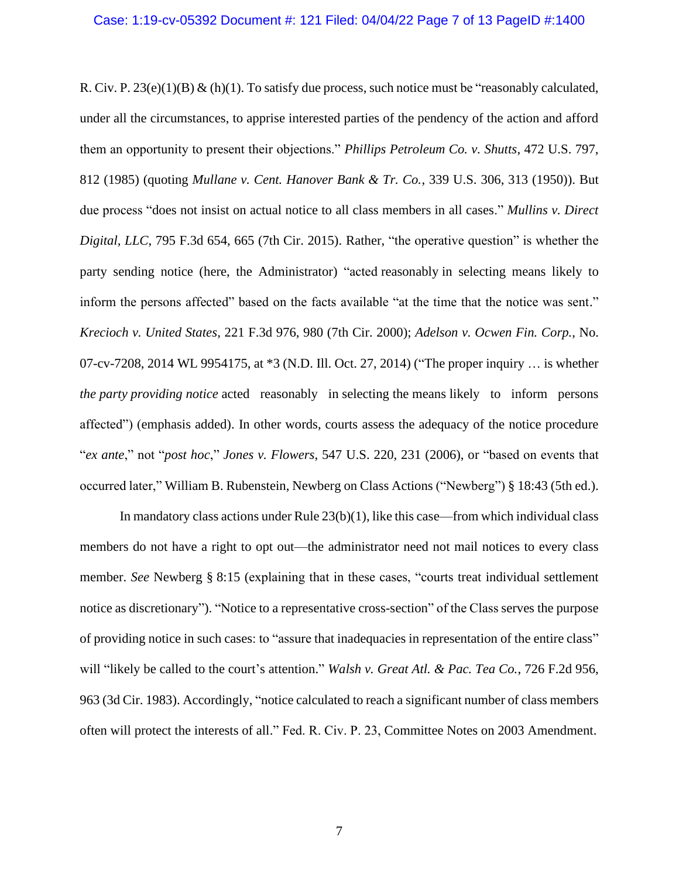R. Civ. P. 23(e)(1)(B) & (h)(1). To satisfy due process, such notice must be "reasonably calculated, under all the circumstances, to apprise interested parties of the pendency of the action and afford them an opportunity to present their objections." *Phillips Petroleum Co. v. Shutts*, 472 U.S. 797, 812 (1985) (quoting *Mullane v. Cent. Hanover Bank & Tr. Co.*, 339 U.S. 306, 313 (1950)). But due process "does not insist on actual notice to all class members in all cases." *Mullins v. Direct Digital, LLC*, 795 F.3d 654, 665 (7th Cir. 2015). Rather, "the operative question" is whether the party sending notice (here, the Administrator) "acted reasonably in selecting means likely to inform the persons affected" based on the facts available "at the time that the notice was sent." *Krecioch v. United States*, 221 F.3d 976, 980 (7th Cir. 2000); *Adelson v. Ocwen Fin. Corp.*, No. 07-cv-7208, 2014 WL 9954175, at *3 (N.D. Ill. Oct. 27, 2014) ("The proper inquiry … is whether *the party providing notice* acted reasonably in selecting the means likely to inform persons affected") (emphasis added). In other words, courts assess the adequacy of the notice procedure "*ex ante*," not "*post hoc*," *Jones v. Flowers*, 547 U.S. 220, 231 (2006), or "based on events that occurred later," William B. Rubenstein, Newberg on Class Actions ("Newberg") § 18:43 (5th ed.).

In mandatory class actions under Rule 23(b)(1), like this case—from which individual class members do not have a right to opt out—the administrator need not mail notices to every class member. *See* Newberg § 8:15 (explaining that in these cases, "courts treat individual settlement notice as discretionary"). "Notice to a representative cross-section" of the Class serves the purpose of providing notice in such cases: to "assure that inadequacies in representation of the entire class" will "likely be called to the court's attention." *Walsh v. Great Atl. & Pac. Tea Co.*, 726 F.2d 956, 963 (3d Cir. 1983). Accordingly, "notice calculated to reach a significant number of class members often will protect the interests of all." Fed. R. Civ. P. 23, Committee Notes on 2003 Amendment.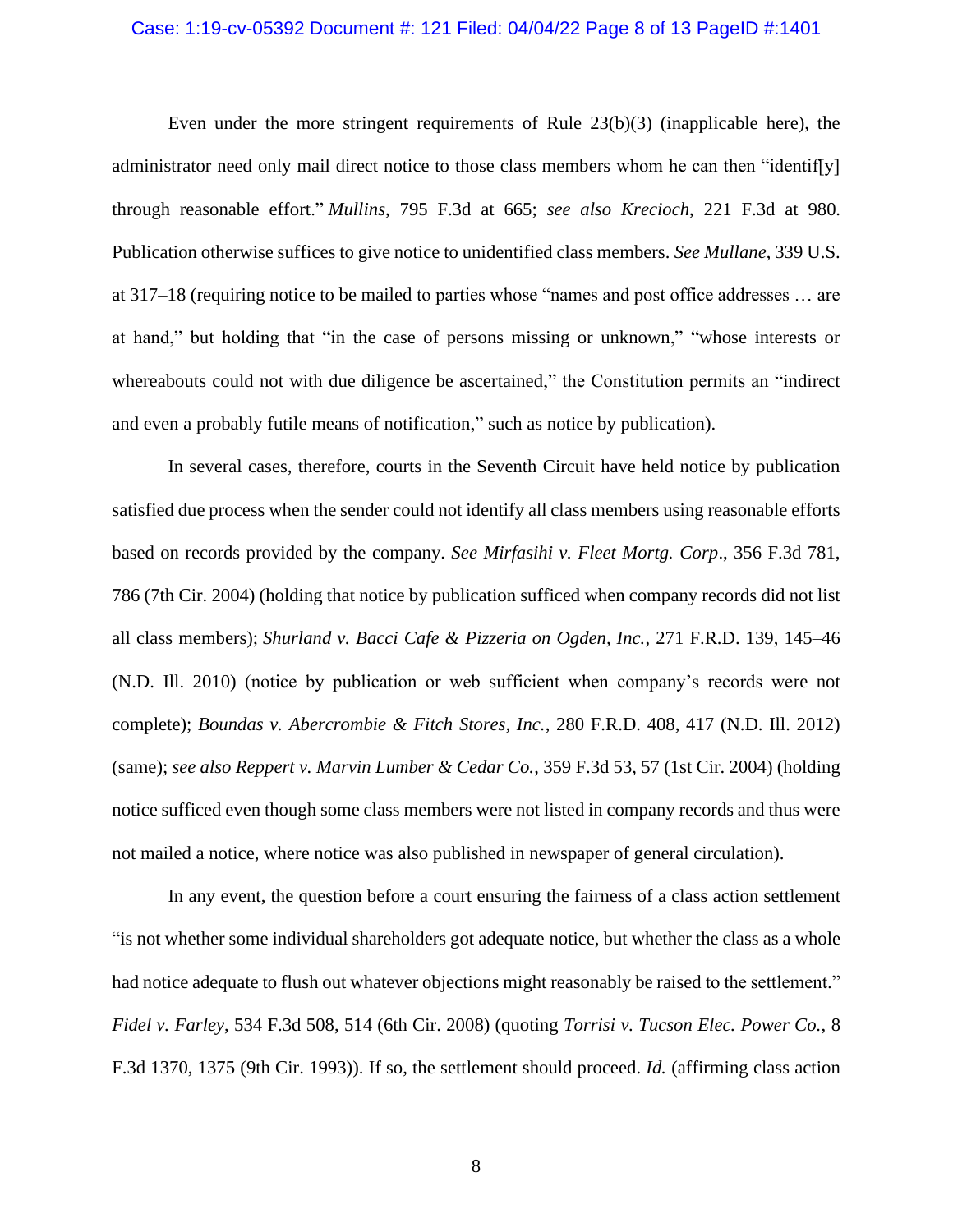Even under the more stringent requirements of Rule 23(b)(3) (inapplicable here), the administrator need only mail direct notice to those class members whom he can then "identif[y] through reasonable effort." *Mullins*, 795 F.3d at 665; *see also Krecioch*, 221 F.3d at 980. Publication otherwise suffices to give notice to unidentified class members. *See Mullane*, 339 U.S. at 317–18 (requiring notice to be mailed to parties whose "names and post office addresses … are at hand," but holding that "in the case of persons missing or unknown," "whose interests or whereabouts could not with due diligence be ascertained," the Constitution permits an "indirect and even a probably futile means of notification," such as notice by publication).

In several cases, therefore, courts in the Seventh Circuit have held notice by publication satisfied due process when the sender could not identify all class members using reasonable efforts based on records provided by the company. *See Mirfasihi v. Fleet Mortg. Corp*., 356 F.3d 781, 786 (7th Cir. 2004) (holding that notice by publication sufficed when company records did not list all class members); *Shurland v. Bacci Cafe & Pizzeria on Ogden, Inc.*, 271 F.R.D. 139, 145–46 (N.D. Ill. 2010) (notice by publication or web sufficient when company's records were not complete); *Boundas v. Abercrombie & Fitch Stores, Inc.*, 280 F.R.D. 408, 417 (N.D. Ill. 2012) (same); *see also Reppert v. Marvin Lumber & Cedar Co.*, 359 F.3d 53, 57 (1st Cir. 2004) (holding notice sufficed even though some class members were not listed in company records and thus were not mailed a notice, where notice was also published in newspaper of general circulation).

In any event, the question before a court ensuring the fairness of a class action settlement "is not whether some individual shareholders got adequate notice, but whether the class as a whole had notice adequate to flush out whatever objections might reasonably be raised to the settlement." *Fidel v. Farley*, 534 F.3d 508, 514 (6th Cir. 2008) (quoting *Torrisi v. Tucson Elec. Power Co.*, 8 F.3d 1370, 1375 (9th Cir. 1993)). If so, the settlement should proceed. *Id.* (affirming class action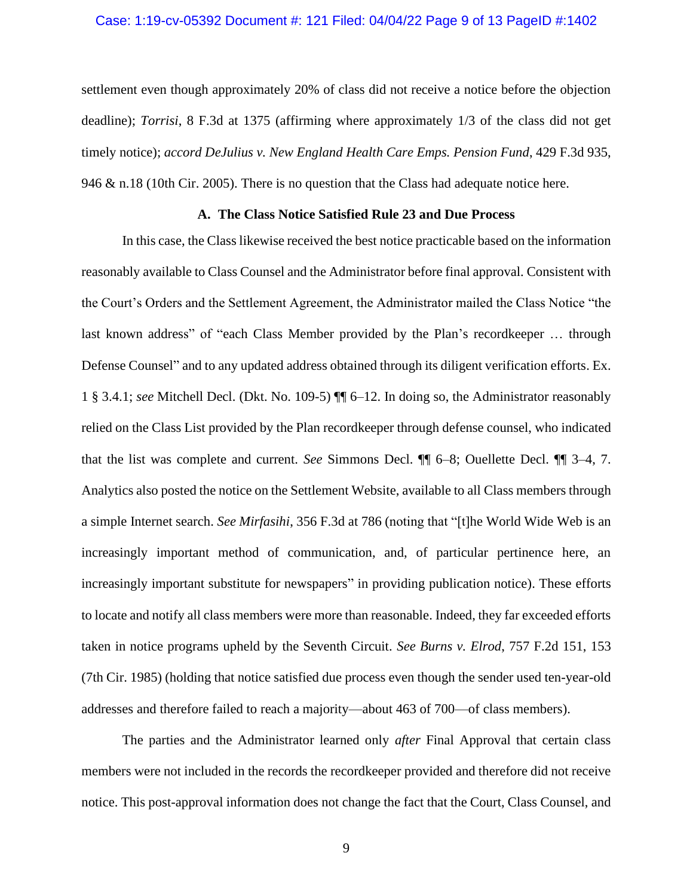settlement even though approximately 20% of class did not receive a notice before the objection deadline); *Torrisi*, 8 F.3d at 1375 (affirming where approximately 1/3 of the class did not get timely notice); *accord DeJulius v. New England Health Care Emps. Pension Fund*, 429 F.3d 935, 946 & n.18 (10th Cir. 2005). There is no question that the Class had adequate notice here.

### A. The Class Notice Satisfied Rule 23 and Due Process

In this case, the Class likewise received the best notice practicable based on the information reasonably available to Class Counsel and the Administrator before final approval. Consistent with the Court's Orders and the Settlement Agreement, the Administrator mailed the Class Notice "the last known address" of "each Class Member provided by the Plan's recordkeeper … through Defense Counsel" and to any updated address obtained through its diligent verification efforts. Ex. 1 § 3.4.1; *see* Mitchell Decl. (Dkt. No. 109-5) ¶¶ 6–12. In doing so, the Administrator reasonably relied on the Class List provided by the Plan recordkeeper through defense counsel, who indicated that the list was complete and current. *See* Simmons Decl. ¶¶ 6–8; Ouellette Decl. ¶¶ 3–4, 7. Analytics also posted the notice on the Settlement Website, available to all Class members through a simple Internet search. *See Mirfasihi*, 356 F.3d at 786 (noting that "[t]he World Wide Web is an increasingly important method of communication, and, of particular pertinence here, an increasingly important substitute for newspapers" in providing publication notice). These efforts to locate and notify all class members were more than reasonable. Indeed, they far exceeded efforts taken in notice programs upheld by the Seventh Circuit. *See Burns v. Elrod*, 757 F.2d 151, 153 (7th Cir. 1985) (holding that notice satisfied due process even though the sender used ten-year-old addresses and therefore failed to reach a majority—about 463 of 700—of class members).

The parties and the Administrator learned only *after* Final Approval that certain class members were not included in the records the recordkeeper provided and therefore did not receive notice. This post-approval information does not change the fact that the Court, Class Counsel, and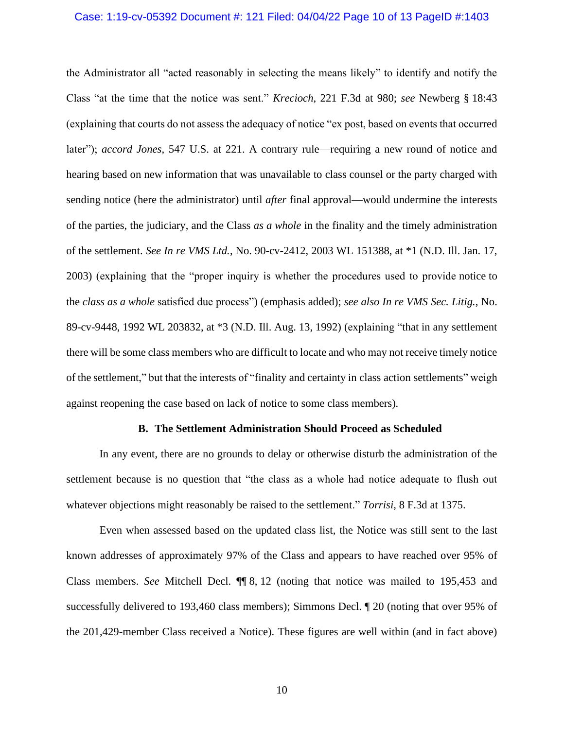the Administrator all "acted reasonably in selecting the means likely" to identify and notify the Class "at the time that the notice was sent." *Krecioch*, 221 F.3d at 980; *see* Newberg § 18:43 (explaining that courts do not assess the adequacy of notice "ex post, based on events that occurred later"); *accord Jones*, 547 U.S. at 221. A contrary rule—requiring a new round of notice and hearing based on new information that was unavailable to class counsel or the party charged with sending notice (here the administrator) until *after* final approval—would undermine the interests of the parties, the judiciary, and the Class *as a whole* in the finality and the timely administration of the settlement. *See In re VMS Ltd.*, No. 90-cv-2412, 2003 WL 151388, at *1 (N.D. Ill. Jan. 17, 2003) (explaining that the "proper inquiry is whether the procedures used to provide notice to the *class as a whole* satisfied due process") (emphasis added); *see also In re VMS Sec. Litig.*, No. 89-cv-9448, 1992 WL 203832, at *3 (N.D. Ill. Aug. 13, 1992) (explaining "that in any settlement there will be some class members who are difficult to locate and who may not receive timely notice of the settlement," but that the interests of "finality and certainty in class action settlements" weigh against reopening the case based on lack of notice to some class members).

### B. The Settlement Administration Should Proceed as Scheduled

In any event, there are no grounds to delay or otherwise disturb the administration of the settlement because is no question that "the class as a whole had notice adequate to flush out whatever objections might reasonably be raised to the settlement." *Torrisi*, 8 F.3d at 1375.

Even when assessed based on the updated class list, the Notice was still sent to the last known addresses of approximately 97% of the Class and appears to have reached over 95% of Class members. *See* Mitchell Decl. ¶¶ 8, 12 (noting that notice was mailed to 195,453 and successfully delivered to 193,460 class members); Simmons Decl. ¶ 20 (noting that over 95% of the 201,429-member Class received a Notice). These figures are well within (and in fact above)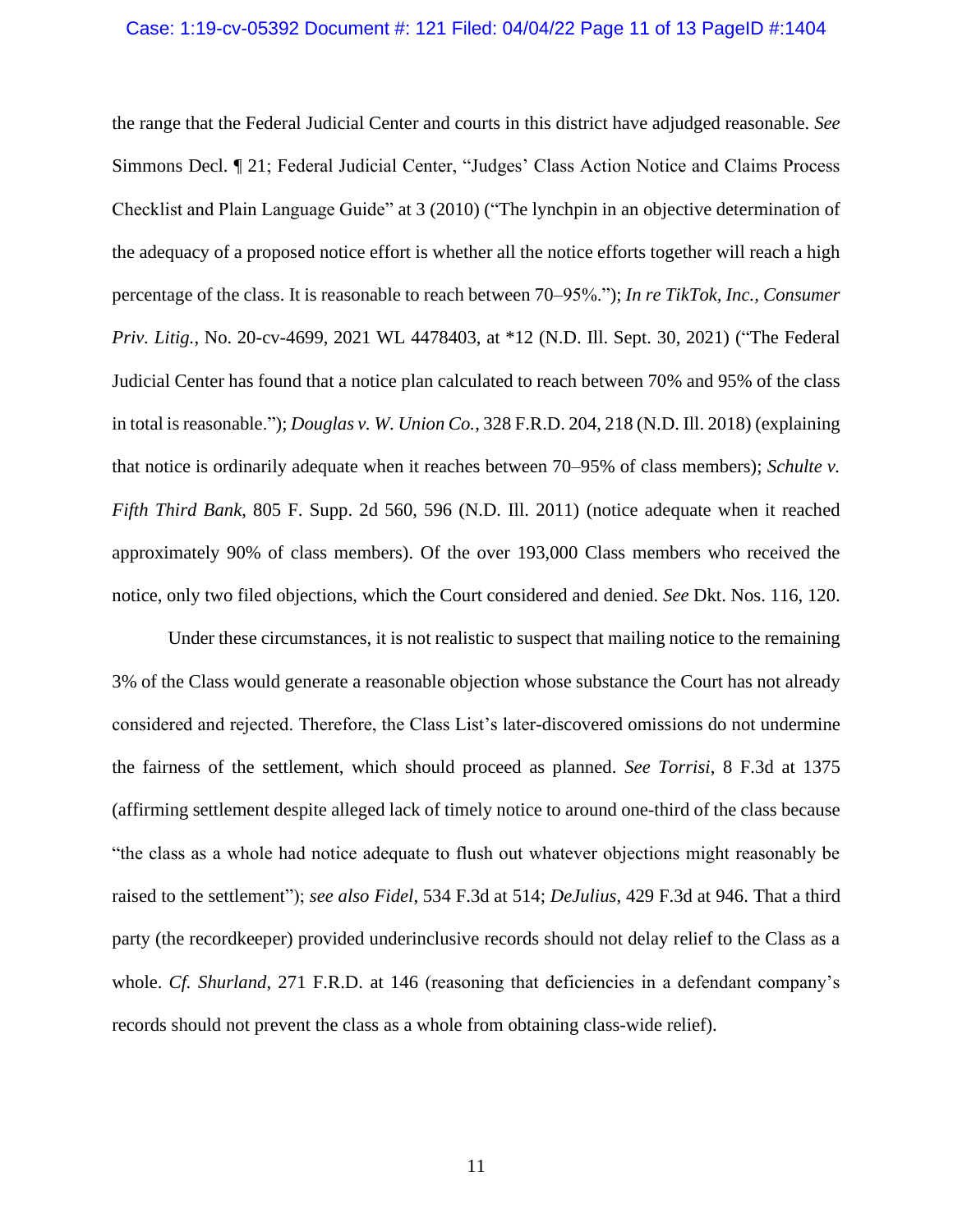the range that the Federal Judicial Center and courts in this district have adjudged reasonable. *See* Simmons Decl. ¶ 21; Federal Judicial Center, "Judges' Class Action Notice and Claims Process Checklist and Plain Language Guide" at 3 (2010) ("The lynchpin in an objective determination of the adequacy of a proposed notice effort is whether all the notice efforts together will reach a high percentage of the class. It is reasonable to reach between 70–95%."); *In re TikTok, Inc., Consumer Priv. Litig.*, No. 20-cv-4699, 2021 WL 4478403, at *12 (N.D. Ill. Sept. 30, 2021) ("The Federal Judicial Center has found that a notice plan calculated to reach between 70% and 95% of the class in total is reasonable."); *Douglas v. W. Union Co.*, 328 F.R.D. 204, 218 (N.D. Ill. 2018) (explaining that notice is ordinarily adequate when it reaches between 70–95% of class members); *Schulte v. Fifth Third Bank*, 805 F. Supp. 2d 560, 596 (N.D. Ill. 2011) (notice adequate when it reached approximately 90% of class members). Of the over 193,000 Class members who received the notice, only two filed objections, which the Court considered and denied. *See* Dkt. Nos. 116, 120.

Under these circumstances, it is not realistic to suspect that mailing notice to the remaining 3% of the Class would generate a reasonable objection whose substance the Court has not already considered and rejected. Therefore, the Class List's later-discovered omissions do not undermine the fairness of the settlement, which should proceed as planned. *See Torrisi*, 8 F.3d at 1375 (affirming settlement despite alleged lack of timely notice to around one-third of the class because "the class as a whole had notice adequate to flush out whatever objections might reasonably be raised to the settlement"); *see also Fidel*, 534 F.3d at 514; *DeJulius*, 429 F.3d at 946. That a third party (the recordkeeper) provided underinclusive records should not delay relief to the Class as a whole. *Cf. Shurland*, 271 F.R.D. at 146 (reasoning that deficiencies in a defendant company's records should not prevent the class as a whole from obtaining class-wide relief).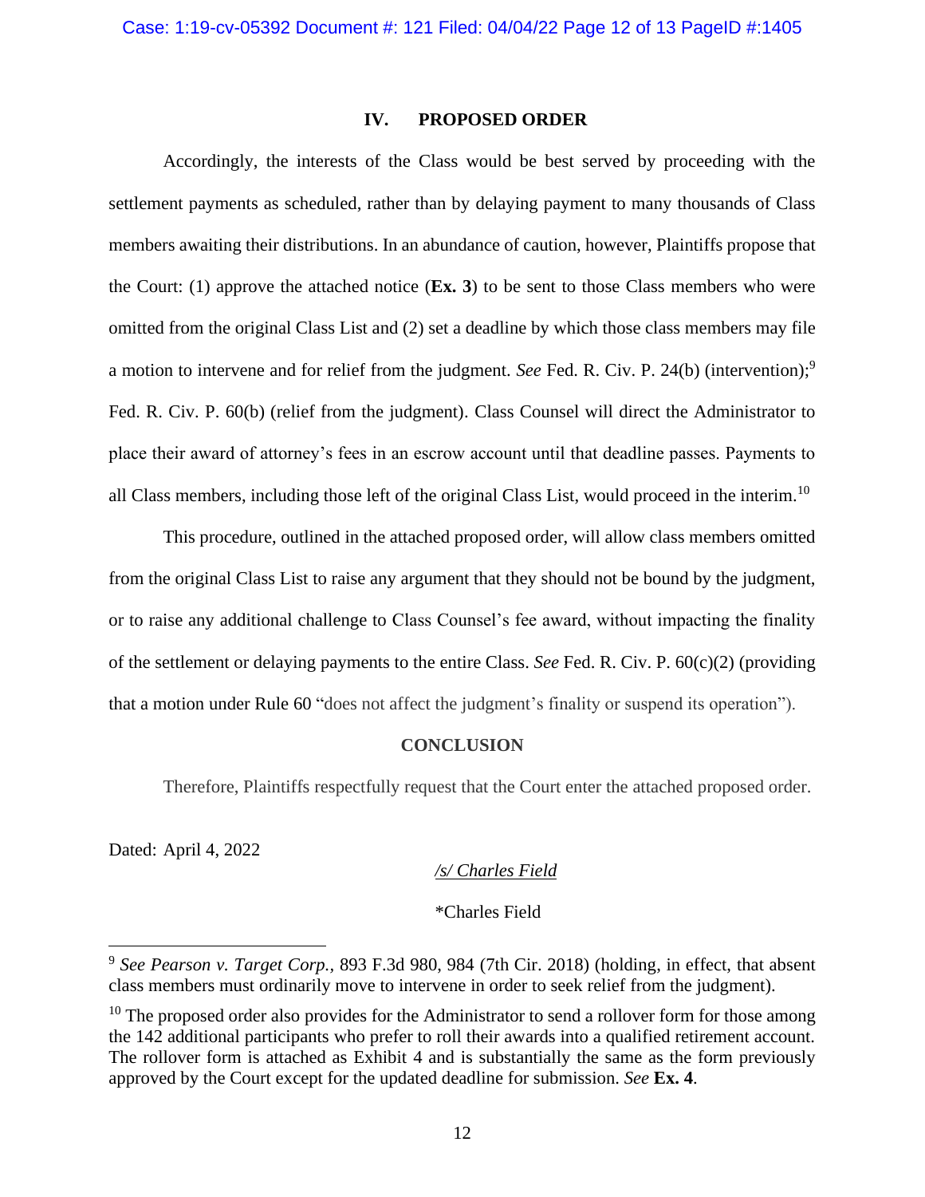## IV. PROPOSED ORDER

Accordingly, the interests of the Class would be best served by proceeding with the settlement payments as scheduled, rather than by delaying payment to many thousands of Class members awaiting their distributions. In an abundance of caution, however, Plaintiffs propose that the Court: (1) approve the attached notice (**Ex. 3**) to be sent to those Class members who were omitted from the original Class List and (2) set a deadline by which those class members may file a motion to intervene and for relief from the judgment. *See* Fed. R. Civ. P. 24(b) (intervention);[9] Fed. R. Civ. P. 60(b) (relief from the judgment). Class Counsel will direct the Administrator to place their award of attorney's fees in an escrow account until that deadline passes. Payments to all Class members, including those left of the original Class List, would proceed in the interim.[10]

This procedure, outlined in the attached proposed order, will allow class members omitted from the original Class List to raise any argument that they should not be bound by the judgment, or to raise any additional challenge to Class Counsel's fee award, without impacting the finality of the settlement or delaying payments to the entire Class. *See* Fed. R. Civ. P. 60(c)(2) (providing that a motion under Rule 60 "does not affect the judgment's finality or suspend its operation").

## CONCLUSION

Therefore, Plaintiffs respectfully request that the Court enter the attached proposed order.

Dated: April 4, 2022

*/s/ Charles Field*

*Charles Field

---

[9] *See Pearson v. Target Corp.*, 893 F.3d 980, 984 (7th Cir. 2018) (holding, in effect, that absent class members must ordinarily move to intervene in order to seek relief from the judgment).

[10] The proposed order also provides for the Administrator to send a rollover form for those among the 142 additional participants who prefer to roll their awards into a qualified retirement account. The rollover form is attached as Exhibit 4 and is substantially the same as the form previously approved by the Court except for the updated deadline for submission. *See* **Ex. 4**.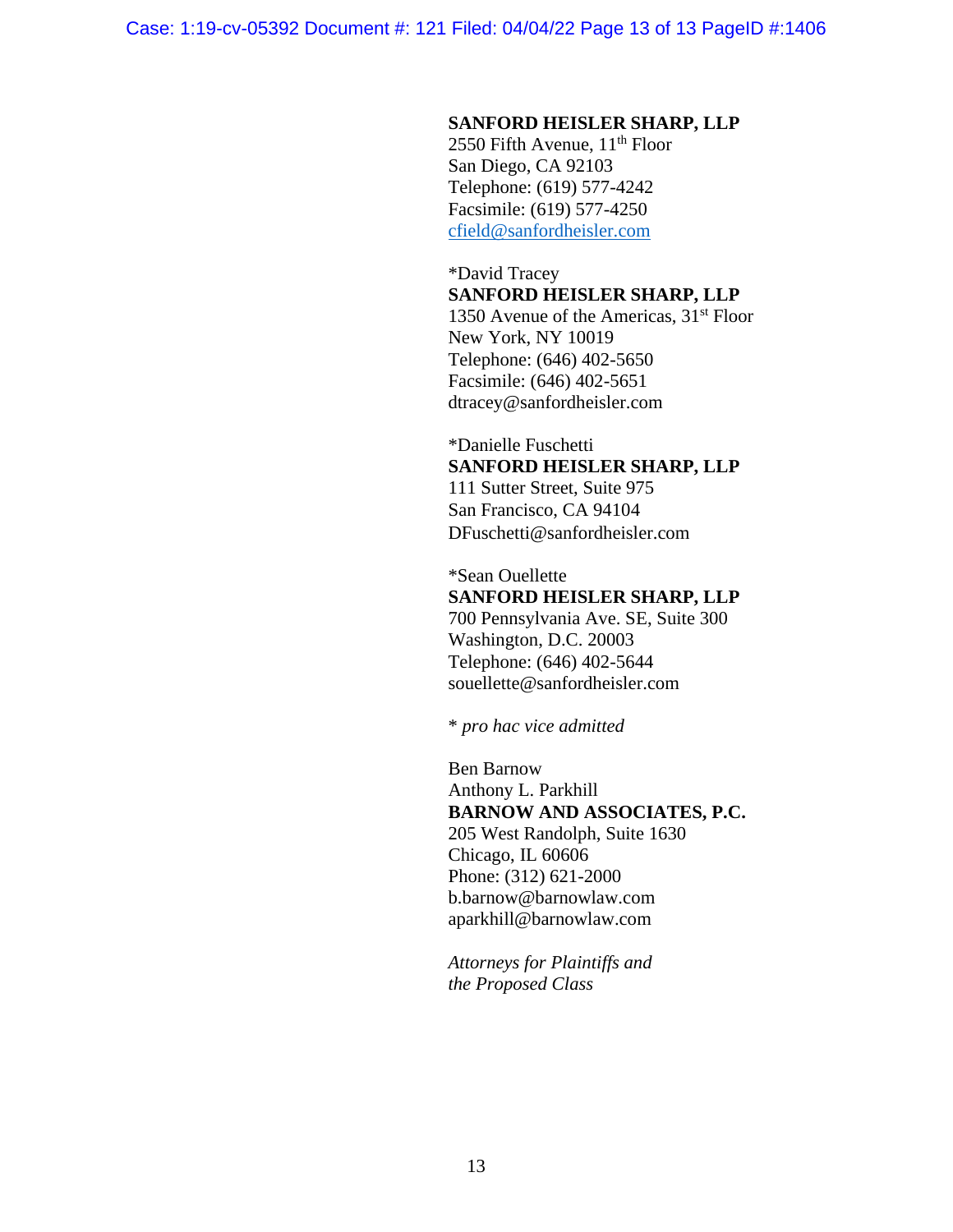**SANFORD HEISLER SHARP, LLP**
2550 Fifth Avenue, 11th Floor
San Diego, CA 92103
Telephone: (619) 577-4242
Facsimile: (619) 577-4250
cfield@sanfordheisler.com

*David Tracey
**SANFORD HEISLER SHARP, LLP**
1350 Avenue of the Americas, 31st Floor
New York, NY 10019
Telephone: (646) 402-5650
Facsimile: (646) 402-5651
dtracey@sanfordheisler.com

*Danielle Fuschetti
**SANFORD HEISLER SHARP, LLP**
111 Sutter Street, Suite 975
San Francisco, CA 94104
DFuschetti@sanfordheisler.com

*Sean Ouellette
**SANFORD HEISLER SHARP, LLP**
700 Pennsylvania Ave. SE, Suite 300
Washington, D.C. 20003
Telephone: (646) 402-5644
souellette@sanfordheisler.com

* *pro hac vice admitted*

Ben Barnow
Anthony L. Parkhill
**BARNOW AND ASSOCIATES, P.C.**
205 West Randolph, Suite 1630
Chicago, IL 60606
Phone: (312) 621-2000
b.barnow@barnowlaw.com
aparkhill@barnowlaw.com

*Attorneys for Plaintiffs and the Proposed Class*